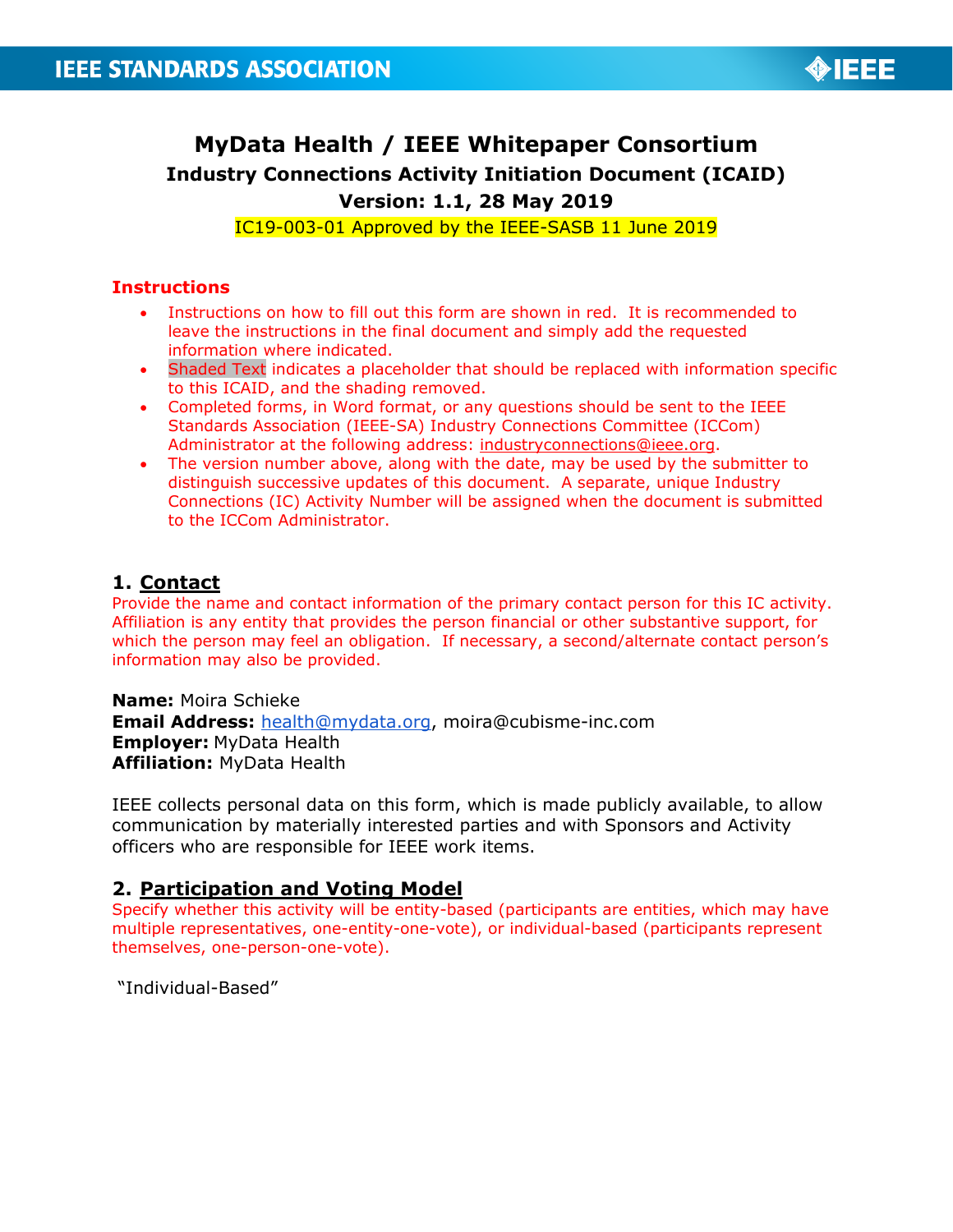# MyData Health / IEEE Whitepaper Consortium

## Industry Connections Activity Initiation Document (ICAID)

**Version: 1.1, 28 May 2019**

IC19-003-01 Approved by the IEEE-SASB 11 June 2019

### Instructions

- Instructions on how to fill out this form are shown in red. It is recommended to leave the instructions in the final document and simply add the requested information where indicated.
- Shaded Text indicates a placeholder that should be replaced with information specific to this ICAID, and the shading removed.
- Completed forms, in Word format, or any questions should be sent to the IEEE Standards Association (IEEE-SA) Industry Connections Committee (ICCom) Administrator at the following address: industryconnections@ieee.org.
- The version number above, along with the date, may be used by the submitter to distinguish successive updates of this document. A separate, unique Industry Connections (IC) Activity Number will be assigned when the document is submitted to the ICCom Administrator.

## 1. Contact

Provide the name and contact information of the primary contact person for this IC activity. Affiliation is any entity that provides the person financial or other substantive support, for which the person may feel an obligation. If necessary, a second/alternate contact person's information may also be provided.

**Name:** Moira Schieke
**Email Address:** health@mydata.org, moira@cubisme-inc.com
**Employer:** MyData Health
**Affiliation:** MyData Health

IEEE collects personal data on this form, which is made publicly available, to allow communication by materially interested parties and with Sponsors and Activity officers who are responsible for IEEE work items.

## 2. Participation and Voting Model

Specify whether this activity will be entity-based (participants are entities, which may have multiple representatives, one-entity-one-vote), or individual-based (participants represent themselves, one-person-one-vote).

"Individual-Based"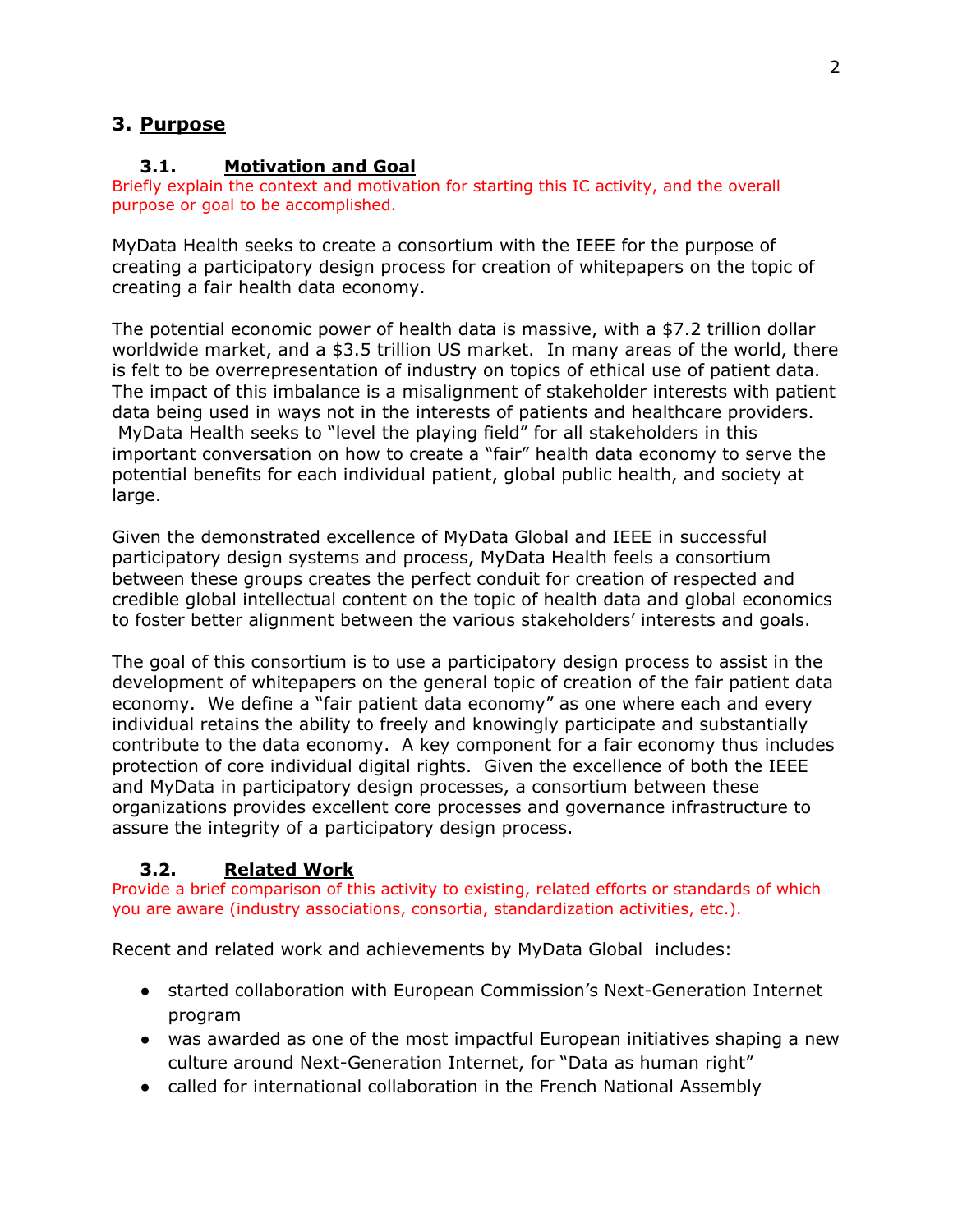## 3. Purpose

### 3.1. Motivation and Goal

Briefly explain the context and motivation for starting this IC activity, and the overall purpose or goal to be accomplished.

MyData Health seeks to create a consortium with the IEEE for the purpose of creating a participatory design process for creation of whitepapers on the topic of creating a fair health data economy.

The potential economic power of health data is massive, with a $7.2 trillion dollar worldwide market, and a $3.5 trillion US market. In many areas of the world, there is felt to be overrepresentation of industry on topics of ethical use of patient data. The impact of this imbalance is a misalignment of stakeholder interests with patient data being used in ways not in the interests of patients and healthcare providers. MyData Health seeks to "level the playing field" for all stakeholders in this important conversation on how to create a "fair" health data economy to serve the potential benefits for each individual patient, global public health, and society at large.

Given the demonstrated excellence of MyData Global and IEEE in successful participatory design systems and process, MyData Health feels a consortium between these groups creates the perfect conduit for creation of respected and credible global intellectual content on the topic of health data and global economics to foster better alignment between the various stakeholders' interests and goals.

The goal of this consortium is to use a participatory design process to assist in the development of whitepapers on the general topic of creation of the fair patient data economy. We define a "fair patient data economy" as one where each and every individual retains the ability to freely and knowingly participate and substantially contribute to the data economy. A key component for a fair economy thus includes protection of core individual digital rights. Given the excellence of both the IEEE and MyData in participatory design processes, a consortium between these organizations provides excellent core processes and governance infrastructure to assure the integrity of a participatory design process.

### 3.2. Related Work

Provide a brief comparison of this activity to existing, related efforts or standards of which you are aware (industry associations, consortia, standardization activities, etc.).

Recent and related work and achievements by MyData Global includes:

- started collaboration with European Commission's Next-Generation Internet program
- was awarded as one of the most impactful European initiatives shaping a new culture around Next-Generation Internet, for "Data as human right"
- called for international collaboration in the French National Assembly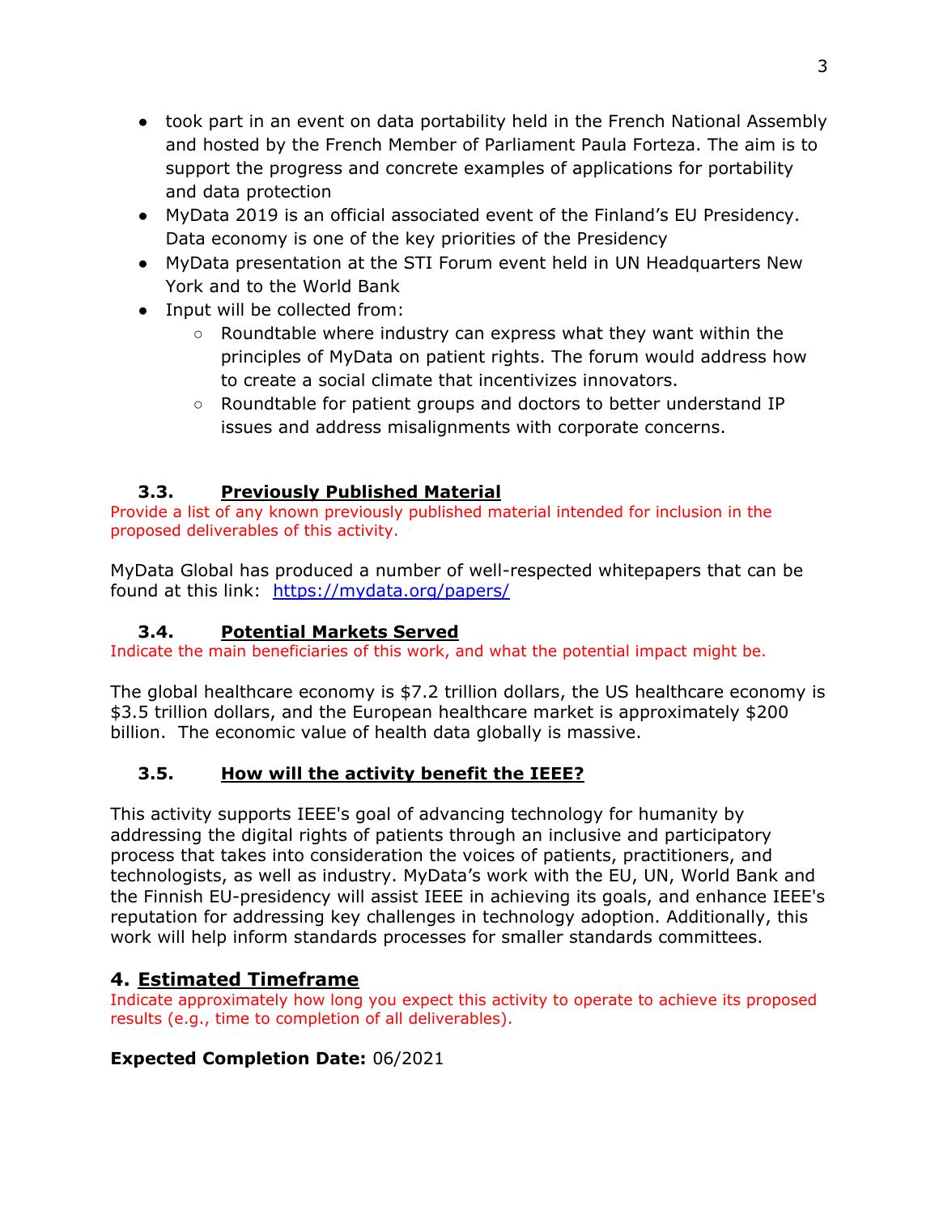- took part in an event on data portability held in the French National Assembly and hosted by the French Member of Parliament Paula Forteza. The aim is to support the progress and concrete examples of applications for portability and data protection
- MyData 2019 is an official associated event of the Finland's EU Presidency. Data economy is one of the key priorities of the Presidency
- MyData presentation at the STI Forum event held in UN Headquarters New York and to the World Bank
- Input will be collected from:
  - Roundtable where industry can express what they want within the principles of MyData on patient rights. The forum would address how to create a social climate that incentivizes innovators.
  - Roundtable for patient groups and doctors to better understand IP issues and address misalignments with corporate concerns.

### 3.3. Previously Published Material

Provide a list of any known previously published material intended for inclusion in the proposed deliverables of this activity.

MyData Global has produced a number of well-respected whitepapers that can be found at this link: [https://mydata.org/papers/](https://mydata.org/papers/)

### 3.4. Potential Markets Served

Indicate the main beneficiaries of this work, and what the potential impact might be.

The global healthcare economy is $7.2 trillion dollars, the US healthcare economy is $3.5 trillion dollars, and the European healthcare market is approximately $200 billion. The economic value of health data globally is massive.

### 3.5. How will the activity benefit the IEEE?

This activity supports IEEE's goal of advancing technology for humanity by addressing the digital rights of patients through an inclusive and participatory process that takes into consideration the voices of patients, practitioners, and technologists, as well as industry. MyData's work with the EU, UN, World Bank and the Finnish EU-presidency will assist IEEE in achieving its goals, and enhance IEEE's reputation for addressing key challenges in technology adoption. Additionally, this work will help inform standards processes for smaller standards committees.

## 4. Estimated Timeframe

Indicate approximately how long you expect this activity to operate to achieve its proposed results (e.g., time to completion of all deliverables).

**Expected Completion Date:** 06/2021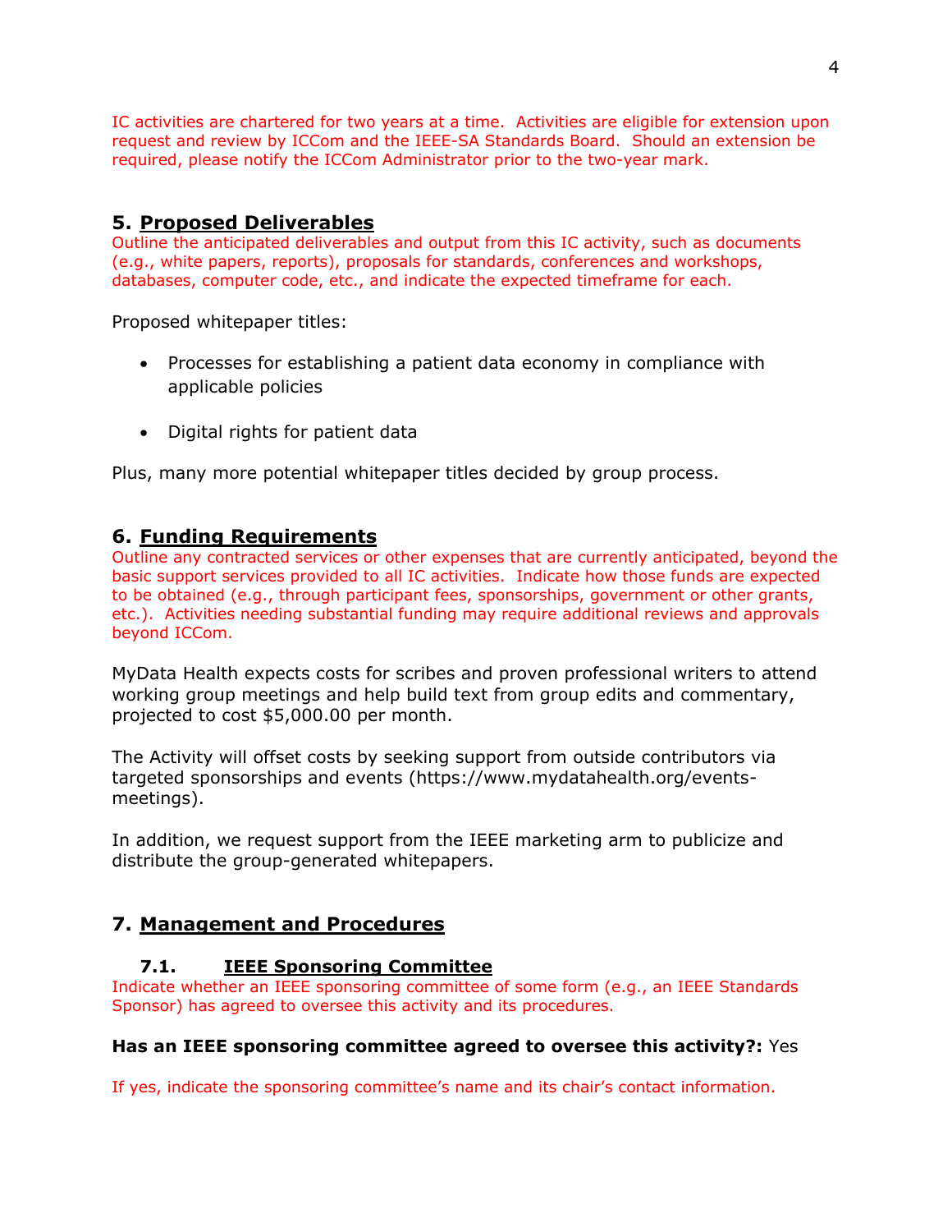IC activities are chartered for two years at a time. Activities are eligible for extension upon request and review by ICCom and the IEEE-SA Standards Board. Should an extension be required, please notify the ICCom Administrator prior to the two-year mark.

## 5. Proposed Deliverables

Outline the anticipated deliverables and output from this IC activity, such as documents (e.g., white papers, reports), proposals for standards, conferences and workshops, databases, computer code, etc., and indicate the expected timeframe for each.

Proposed whitepaper titles:

- Processes for establishing a patient data economy in compliance with applicable policies
- Digital rights for patient data

Plus, many more potential whitepaper titles decided by group process.

## 6. Funding Requirements

Outline any contracted services or other expenses that are currently anticipated, beyond the basic support services provided to all IC activities. Indicate how those funds are expected to be obtained (e.g., through participant fees, sponsorships, government or other grants, etc.). Activities needing substantial funding may require additional reviews and approvals beyond ICCom.

MyData Health expects costs for scribes and proven professional writers to attend working group meetings and help build text from group edits and commentary, projected to cost $5,000.00 per month.

The Activity will offset costs by seeking support from outside contributors via targeted sponsorships and events (https://www.mydatahealth.org/events-meetings).

In addition, we request support from the IEEE marketing arm to publicize and distribute the group-generated whitepapers.

## 7. Management and Procedures

### 7.1. IEEE Sponsoring Committee

Indicate whether an IEEE sponsoring committee of some form (e.g., an IEEE Standards Sponsor) has agreed to oversee this activity and its procedures.

**Has an IEEE sponsoring committee agreed to oversee this activity?:** Yes

If yes, indicate the sponsoring committee's name and its chair's contact information.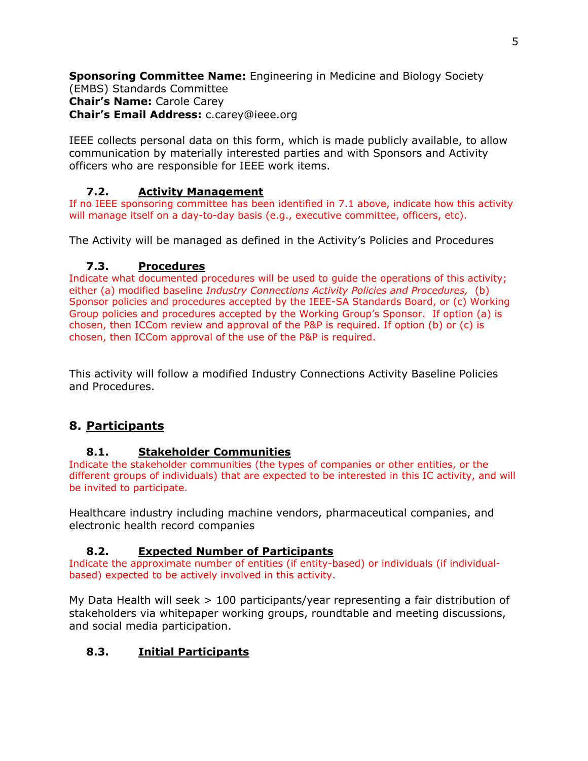**Sponsoring Committee Name:** Engineering in Medicine and Biology Society (EMBS) Standards Committee
**Chair's Name:** Carole Carey
**Chair's Email Address:** c.carey@ieee.org

IEEE collects personal data on this form, which is made publicly available, to allow communication by materially interested parties and with Sponsors and Activity officers who are responsible for IEEE work items.

### 7.2. Activity Management

If no IEEE sponsoring committee has been identified in 7.1 above, indicate how this activity will manage itself on a day-to-day basis (e.g., executive committee, officers, etc).

The Activity will be managed as defined in the Activity's Policies and Procedures

### 7.3. Procedures

Indicate what documented procedures will be used to guide the operations of this activity; either (a) modified baseline *Industry Connections Activity Policies and Procedures,* (b) Sponsor policies and procedures accepted by the IEEE-SA Standards Board, or (c) Working Group policies and procedures accepted by the Working Group's Sponsor. If option (a) is chosen, then ICCom review and approval of the P&P is required. If option (b) or (c) is chosen, then ICCom approval of the use of the P&P is required.

This activity will follow a modified Industry Connections Activity Baseline Policies and Procedures.

## 8. Participants

### 8.1. Stakeholder Communities

Indicate the stakeholder communities (the types of companies or other entities, or the different groups of individuals) that are expected to be interested in this IC activity, and will be invited to participate.

Healthcare industry including machine vendors, pharmaceutical companies, and electronic health record companies

### 8.2. Expected Number of Participants

Indicate the approximate number of entities (if entity-based) or individuals (if individual-based) expected to be actively involved in this activity.

My Data Health will seek > 100 participants/year representing a fair distribution of stakeholders via whitepaper working groups, roundtable and meeting discussions, and social media participation.

### 8.3. Initial Participants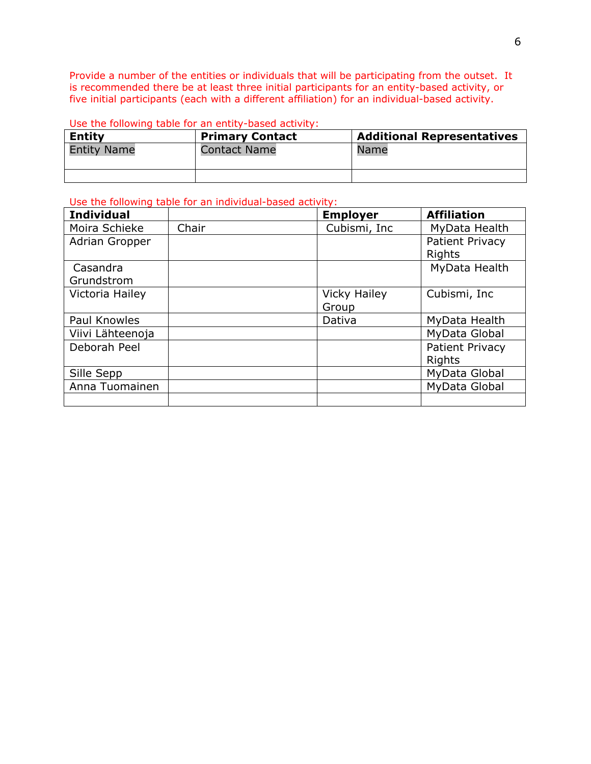Provide a number of the entities or individuals that will be participating from the outset. It is recommended there be at least three initial participants for an entity-based activity, or five initial participants (each with a different affiliation) for an individual-based activity.

Use the following table for an entity-based activity:

| Entity | Primary Contact | Additional Representatives |
|---|---|---|
| Entity Name | Contact Name | Name |
| | | |

Use the following table for an individual-based activity:

| Individual | | Employer | Affiliation |
|---|---|---|---|
| Moira Schieke | Chair | Cubismi, Inc | MyData Health |
| Adrian Gropper | | | Patient Privacy Rights |
| Casandra Grundstrom | | | MyData Health |
| Victoria Hailey | | Vicky Hailey Group | Cubismi, Inc |
| Paul Knowles | | Dativa | MyData Health |
| Viivi Lähteenoja | | | MyData Global |
| Deborah Peel | | | Patient Privacy Rights |
| Sille Sepp | | | MyData Global |
| Anna Tuomainen | | | MyData Global |
| | | | |